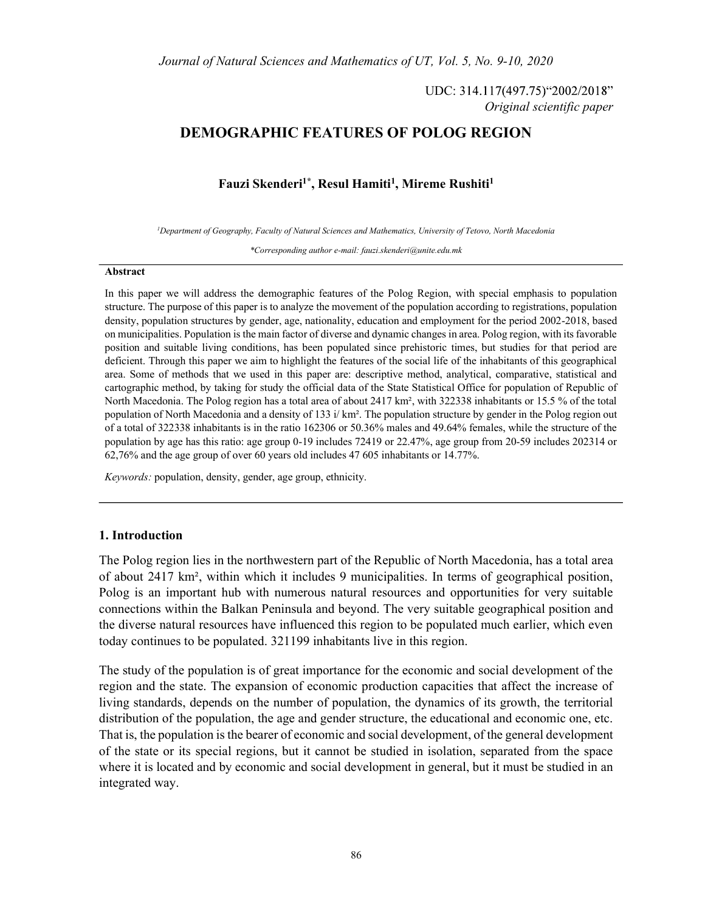UDC: 314.117(497.75)"2002/2018"
*Original scientific paper*

# DEMOGRAPHIC FEATURES OF POLOG REGION

**Fauzi Skenderi[1*], Resul Hamiti[1], Mireme Rushiti[1]**

[1]*Department of Geography, Faculty of Natural Sciences and Mathematics, University of Tetovo, North Macedonia*

*\*Corresponding author e-mail: fauzi.skenderi@unite.edu.mk*

**Abstract**

In this paper we will address the demographic features of the Polog Region, with special emphasis to population structure. The purpose of this paper is to analyze the movement of the population according to registrations, population density, population structures by gender, age, nationality, education and employment for the period 2002-2018, based on municipalities. Population is the main factor of diverse and dynamic changes in area. Polog region, with its favorable position and suitable living conditions, has been populated since prehistoric times, but studies for that period are deficient. Through this paper we aim to highlight the features of the social life of the inhabitants of this geographical area. Some of methods that we used in this paper are: descriptive method, analytical, comparative, statistical and cartographic method, by taking for study the official data of the State Statistical Office for population of Republic of North Macedonia. The Polog region has a total area of about 2417 km², with 322338 inhabitants or 15.5 % of the total population of North Macedonia and a density of 133 i/ km². The population structure by gender in the Polog region out of a total of 322338 inhabitants is in the ratio 162306 or 50.36% males and 49.64% females, while the structure of the population by age has this ratio: age group 0-19 includes 72419 or 22.47%, age group from 20-59 includes 202314 or 62,76% and the age group of over 60 years old includes 47 605 inhabitants or 14.77%.

*Keywords:* population, density, gender, age group, ethnicity.

## 1. Introduction

The Polog region lies in the northwestern part of the Republic of North Macedonia, has a total area of about 2417 km², within which it includes 9 municipalities. In terms of geographical position, Polog is an important hub with numerous natural resources and opportunities for very suitable connections within the Balkan Peninsula and beyond. The very suitable geographical position and the diverse natural resources have influenced this region to be populated much earlier, which even today continues to be populated. 321199 inhabitants live in this region.

The study of the population is of great importance for the economic and social development of the region and the state. The expansion of economic production capacities that affect the increase of living standards, depends on the number of population, the dynamics of its growth, the territorial distribution of the population, the age and gender structure, the educational and economic one, etc. That is, the population is the bearer of economic and social development, of the general development of the state or its special regions, but it cannot be studied in isolation, separated from the space where it is located and by economic and social development in general, but it must be studied in an integrated way.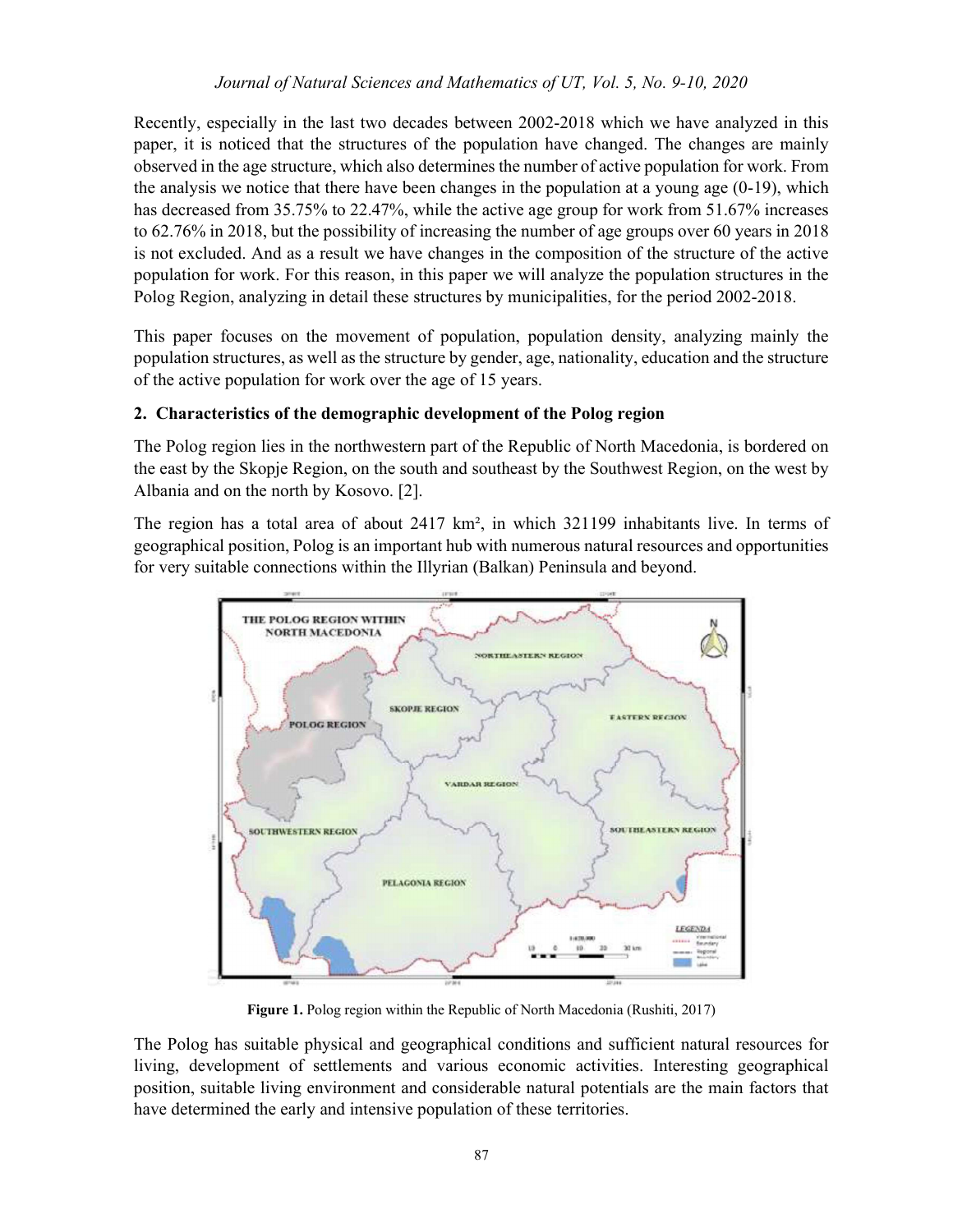Recently, especially in the last two decades between 2002-2018 which we have analyzed in this paper, it is noticed that the structures of the population have changed. The changes are mainly observed in the age structure, which also determines the number of active population for work. From the analysis we notice that there have been changes in the population at a young age (0-19), which has decreased from 35.75% to 22.47%, while the active age group for work from 51.67% increases to 62.76% in 2018, but the possibility of increasing the number of age groups over 60 years in 2018 is not excluded. And as a result we have changes in the composition of the structure of the active population for work. For this reason, in this paper we will analyze the population structures in the Polog Region, analyzing in detail these structures by municipalities, for the period 2002-2018.

This paper focuses on the movement of population, population density, analyzing mainly the population structures, as well as the structure by gender, age, nationality, education and the structure of the active population for work over the age of 15 years.

## 2. Characteristics of the demographic development of the Polog region

The Polog region lies in the northwestern part of the Republic of North Macedonia, is bordered on the east by the Skopje Region, on the south and southeast by the Southwest Region, on the west by Albania and on the north by Kosovo. [2].

The region has a total area of about 2417 km², in which 321199 inhabitants live. In terms of geographical position, Polog is an important hub with numerous natural resources and opportunities for very suitable connections within the Illyrian (Balkan) Peninsula and beyond.

**Figure 1.** Polog region within the Republic of North Macedonia (Rushiti, 2017)

The Polog has suitable physical and geographical conditions and sufficient natural resources for living, development of settlements and various economic activities. Interesting geographical position, suitable living environment and considerable natural potentials are the main factors that have determined the early and intensive population of these territories.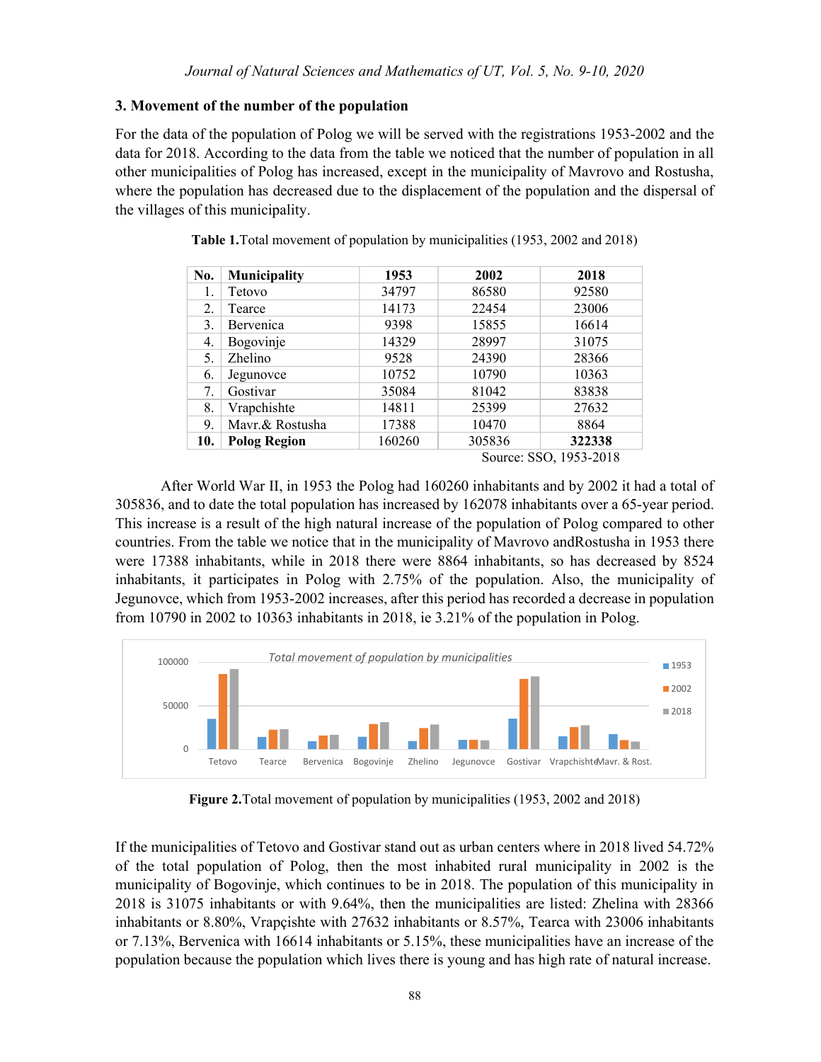## 3. Movement of the number of the population

For the data of the population of Polog we will be served with the registrations 1953-2002 and the data for 2018. According to the data from the table we noticed that the number of population in all other municipalities of Polog has increased, except in the municipality of Mavrovo and Rostusha, where the population has decreased due to the displacement of the population and the dispersal of the villages of this municipality.

**Table 1.** Total movement of population by municipalities (1953, 2002 and 2018)

| No. | Municipality | 1953 | 2002 | 2018 |
|---|---|---|---|---|
| 1. | Tetovo | 34797 | 86580 | 92580 |
| 2. | Tearce | 14173 | 22454 | 23006 |
| 3. | Bervenica | 9398 | 15855 | 16614 |
| 4. | Bogovinje | 14329 | 28997 | 31075 |
| 5. | Zhelino | 9528 | 24390 | 28366 |
| 6. | Jegunovce | 10752 | 10790 | 10363 |
| 7. | Gostivar | 35084 | 81042 | 83838 |
| 8. | Vrapchishte | 14811 | 25399 | 27632 |
| 9. | Mavr.& Rostusha | 17388 | 10470 | 8864 |
| **10.** | **Polog Region** | 160260 | 305836 | **322338** |

Source: SSO, 1953-2018

After World War II, in 1953 the Polog had 160260 inhabitants and by 2002 it had a total of 305836, and to date the total population has increased by 162078 inhabitants over a 65-year period. This increase is a result of the high natural increase of the population of Polog compared to other countries. From the table we notice that in the municipality of Mavrovo andRostusha in 1953 there were 17388 inhabitants, while in 2018 there were 8864 inhabitants, so has decreased by 8524 inhabitants, it participates in Polog with 2.75% of the population. Also, the municipality of Jegunovce, which from 1953-2002 increases, after this period has recorded a decrease in population from 10790 in 2002 to 10363 inhabitants in 2018, ie 3.21% of the population in Polog.

**Figure 2.** Total movement of population by municipalities (1953, 2002 and 2018)

If the municipalities of Tetovo and Gostivar stand out as urban centers where in 2018 lived 54.72% of the total population of Polog, then the most inhabited rural municipality in 2002 is the municipality of Bogovinje, which continues to be in 2018. The population of this municipality in 2018 is 31075 inhabitants or with 9.64%, then the municipalities are listed: Zhelina with 28366 inhabitants or 8.80%, Vrapçishte with 27632 inhabitants or 8.57%, Tearca with 23006 inhabitants or 7.13%, Bervenica with 16614 inhabitants or 5.15%, these municipalities have an increase of the population because the population which lives there is young and has high rate of natural increase.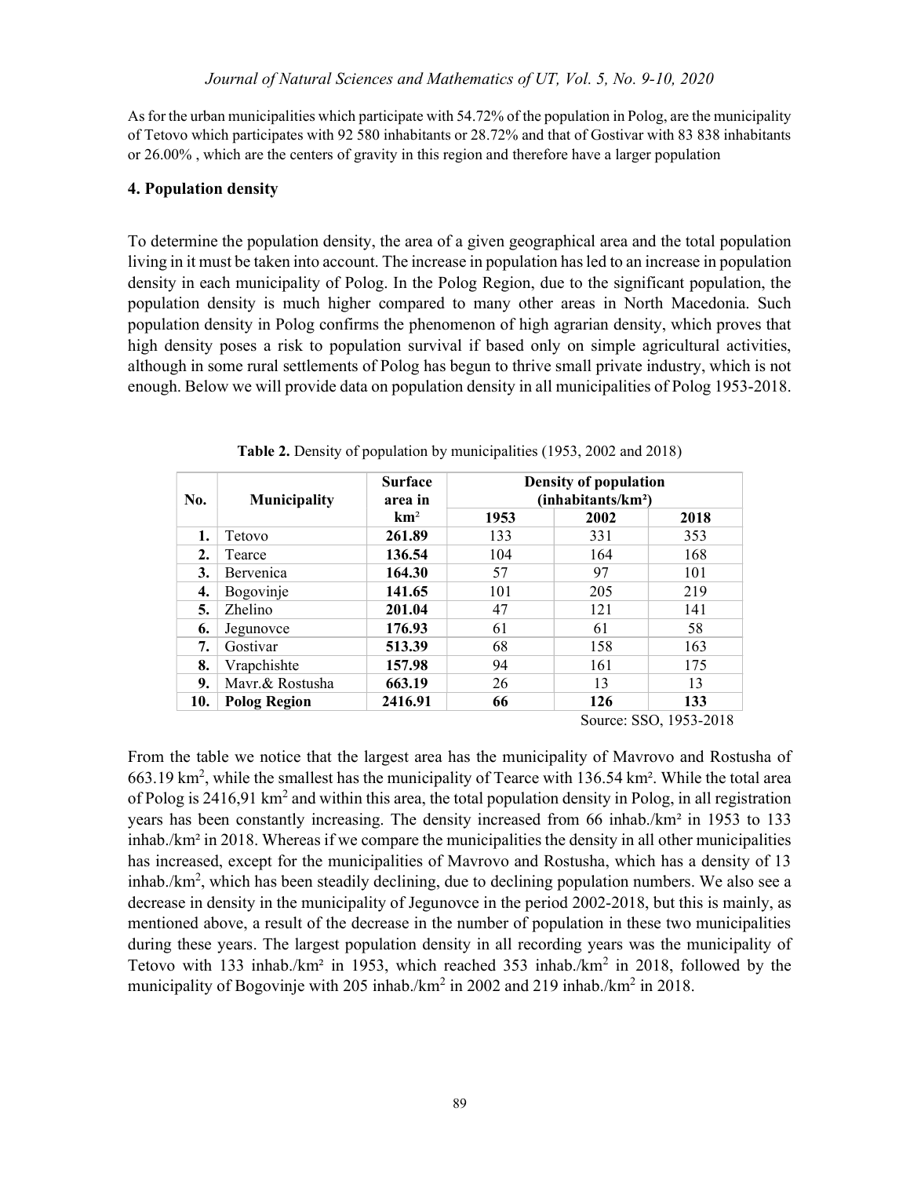As for the urban municipalities which participate with 54.72% of the population in Polog, are the municipality of Tetovo which participates with 92 580 inhabitants or 28.72% and that of Gostivar with 83 838 inhabitants or 26.00% , which are the centers of gravity in this region and therefore have a larger population

## 4. Population density

To determine the population density, the area of a given geographical area and the total population living in it must be taken into account. The increase in population has led to an increase in population density in each municipality of Polog. In the Polog Region, due to the significant population, the population density is much higher compared to many other areas in North Macedonia. Such population density in Polog confirms the phenomenon of high agrarian density, which proves that high density poses a risk to population survival if based only on simple agricultural activities, although in some rural settlements of Polog has begun to thrive small private industry, which is not enough. Below we will provide data on population density in all municipalities of Polog 1953-2018.

**Table 2.** Density of population by municipalities (1953, 2002 and 2018)

| No. | Municipality | Surface area in km² | Density of population (inhabitants/km²) | | |
|---|---|---|---|---|---|
| | | | 1953 | 2002 | 2018 |
| **1.** | Tetovo | **261.89** | 133 | 331 | 353 |
| **2.** | Tearce | **136.54** | 104 | 164 | 168 |
| **3.** | Bervenica | **164.30** | 57 | 97 | 101 |
| **4.** | Bogovinje | **141.65** | 101 | 205 | 219 |
| **5.** | Zhelino | **201.04** | 47 | 121 | 141 |
| **6.** | Jegunovce | **176.93** | 61 | 61 | 58 |
| **7.** | Gostivar | **513.39** | 68 | 158 | 163 |
| **8.** | Vrapchishte | **157.98** | 94 | 161 | 175 |
| **9.** | Mavr.& Rostusha | **663.19** | 26 | 13 | 13 |
| **10.** | **Polog Region** | **2416.91** | **66** | **126** | **133** |

Source: SSO, 1953-2018

From the table we notice that the largest area has the municipality of Mavrovo and Rostusha of 663.19 km², while the smallest has the municipality of Tearce with 136.54 km². While the total area of Polog is 2416,91 km² and within this area, the total population density in Polog, in all registration years has been constantly increasing. The density increased from 66 inhab./km² in 1953 to 133 inhab./km² in 2018. Whereas if we compare the municipalities the density in all other municipalities has increased, except for the municipalities of Mavrovo and Rostusha, which has a density of 13 inhab./km², which has been steadily declining, due to declining population numbers. We also see a decrease in density in the municipality of Jegunovce in the period 2002-2018, but this is mainly, as mentioned above, a result of the decrease in the number of population in these two municipalities during these years. The largest population density in all recording years was the municipality of Tetovo with 133 inhab./km² in 1953, which reached 353 inhab./km² in 2018, followed by the municipality of Bogovinje with 205 inhab./km² in 2002 and 219 inhab./km² in 2018.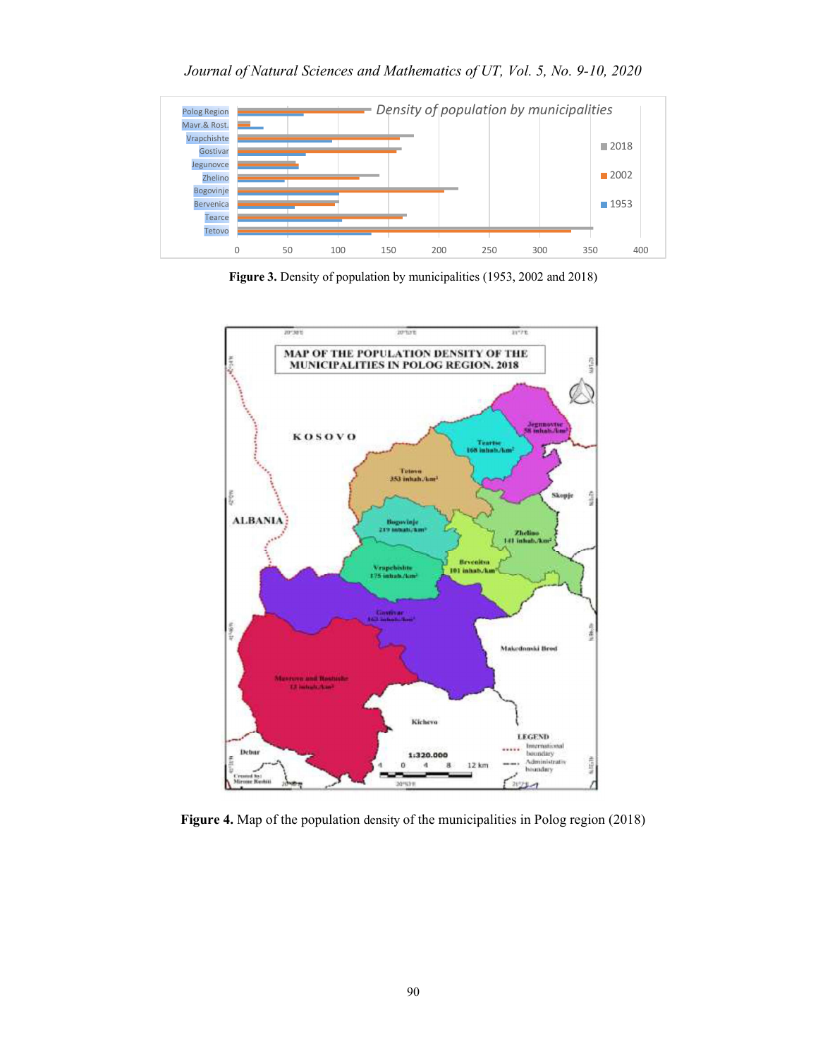Figure 3. Density of population by municipalities (1953, 2002 and 2018)

Figure 4. Map of the population density of the municipalities in Polog region (2018)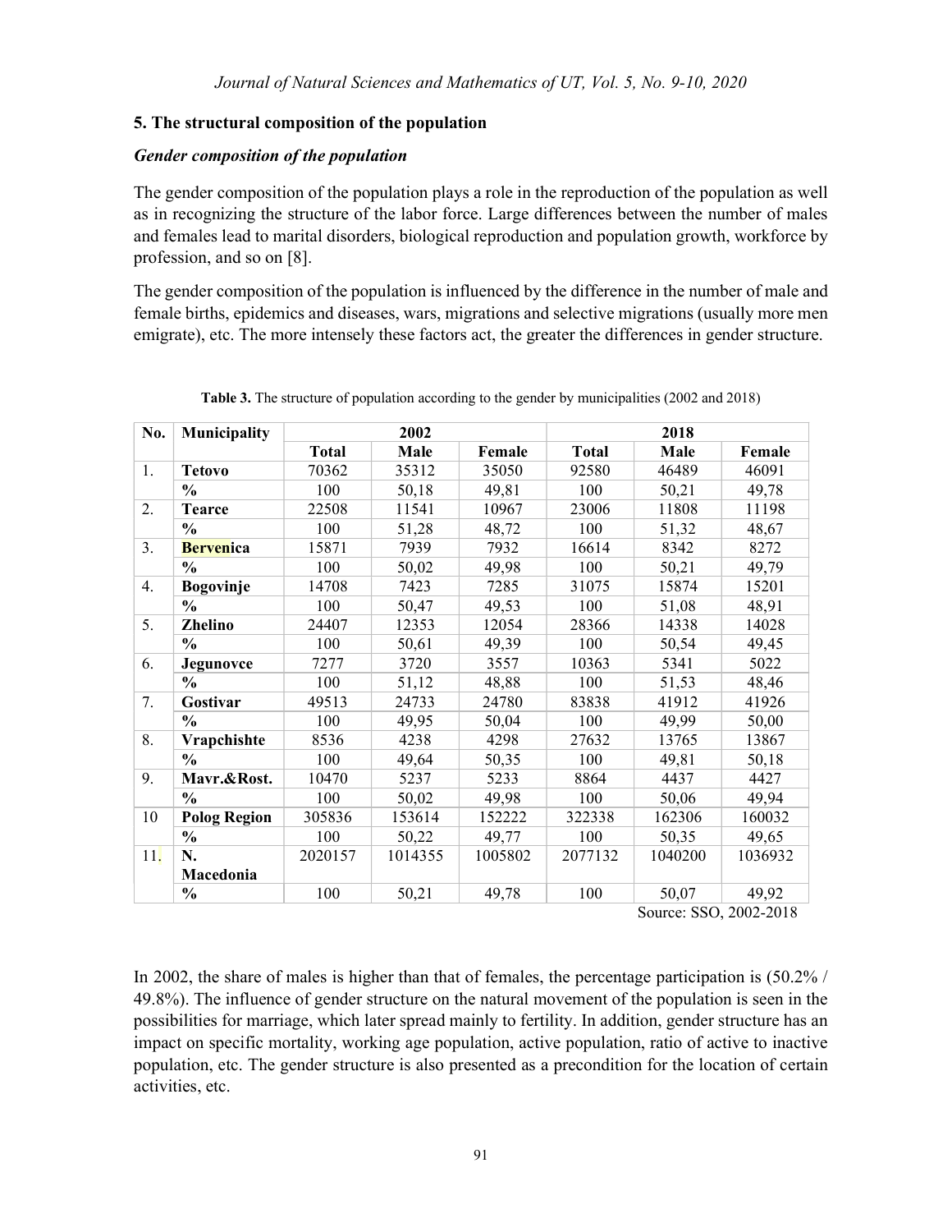## 5. The structural composition of the population

### *Gender composition of the population*

The gender composition of the population plays a role in the reproduction of the population as well as in recognizing the structure of the labor force. Large differences between the number of males and females lead to marital disorders, biological reproduction and population growth, workforce by profession, and so on [8].

The gender composition of the population is influenced by the difference in the number of male and female births, epidemics and diseases, wars, migrations and selective migrations (usually more men emigrate), etc. The more intensely these factors act, the greater the differences in gender structure.

**Table 3.** The structure of population according to the gender by municipalities (2002 and 2018)

| No. | Municipality | 2002 | | | 2018 | | |
|---|---|---|---|---|---|---|---|
| | | **Total** | **Male** | **Female** | **Total** | **Male** | **Female** |
| 1. | **Tetovo** | 70362 | 35312 | 35050 | 92580 | 46489 | 46091 |
| | **%** | 100 | 50,18 | 49,81 | 100 | 50,21 | 49,78 |
| 2. | **Tearce** | 22508 | 11541 | 10967 | 23006 | 11808 | 11198 |
| | **%** | 100 | 51,28 | 48,72 | 100 | 51,32 | 48,67 |
| 3. | **Bervenica** | 15871 | 7939 | 7932 | 16614 | 8342 | 8272 |
| | **%** | 100 | 50,02 | 49,98 | 100 | 50,21 | 49,79 |
| 4. | **Bogovinje** | 14708 | 7423 | 7285 | 31075 | 15874 | 15201 |
| | **%** | 100 | 50,47 | 49,53 | 100 | 51,08 | 48,91 |
| 5. | **Zhelino** | 24407 | 12353 | 12054 | 28366 | 14338 | 14028 |
| | **%** | 100 | 50,61 | 49,39 | 100 | 50,54 | 49,45 |
| 6. | **Jegunovce** | 7277 | 3720 | 3557 | 10363 | 5341 | 5022 |
| | **%** | 100 | 51,12 | 48,88 | 100 | 51,53 | 48,46 |
| 7. | **Gostivar** | 49513 | 24733 | 24780 | 83838 | 41912 | 41926 |
| | **%** | 100 | 49,95 | 50,04 | 100 | 49,99 | 50,00 |
| 8. | **Vrapchishte** | 8536 | 4238 | 4298 | 27632 | 13765 | 13867 |
| | **%** | 100 | 49,64 | 50,35 | 100 | 49,81 | 50,18 |
| 9. | **Mavr.&Rost.** | 10470 | 5237 | 5233 | 8864 | 4437 | 4427 |
| | **%** | 100 | 50,02 | 49,98 | 100 | 50,06 | 49,94 |
| 10 | **Polog Region** | 305836 | 153614 | 152222 | 322338 | 162306 | 160032 |
| | **%** | 100 | 50,22 | 49,77 | 100 | 50,35 | 49,65 |
| 11. | **N. Macedonia** | 2020157 | 1014355 | 1005802 | 2077132 | 1040200 | 1036932 |
| | **%** | 100 | 50,21 | 49,78 | 100 | 50,07 | 49,92 |

Source: SSO, 2002-2018

In 2002, the share of males is higher than that of females, the percentage participation is (50.2% / 49.8%). The influence of gender structure on the natural movement of the population is seen in the possibilities for marriage, which later spread mainly to fertility. In addition, gender structure has an impact on specific mortality, working age population, active population, ratio of active to inactive population, etc. The gender structure is also presented as a precondition for the location of certain activities, etc.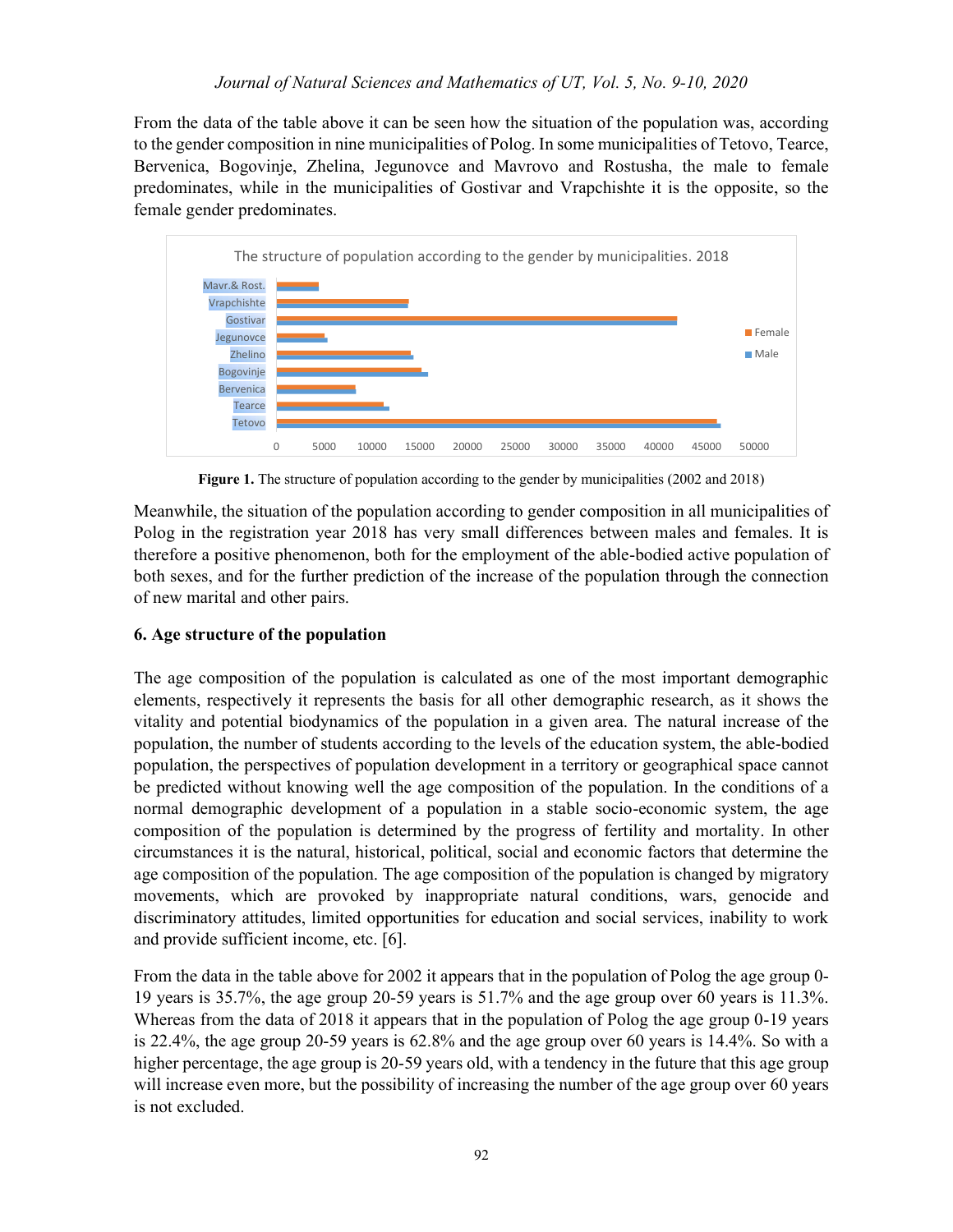From the data of the table above it can be seen how the situation of the population was, according to the gender composition in nine municipalities of Polog. In some municipalities of Tetovo, Tearce, Bervenica, Bogovinje, Zhelina, Jegunovce and Mavrovo and Rostusha, the male to female predominates, while in the municipalities of Gostivar and Vrapchishte it is the opposite, so the female gender predominates.

**Figure 1.** The structure of population according to the gender by municipalities (2002 and 2018)

Meanwhile, the situation of the population according to gender composition in all municipalities of Polog in the registration year 2018 has very small differences between males and females. It is therefore a positive phenomenon, both for the employment of the able-bodied active population of both sexes, and for the further prediction of the increase of the population through the connection of new marital and other pairs.

## 6. Age structure of the population

The age composition of the population is calculated as one of the most important demographic elements, respectively it represents the basis for all other demographic research, as it shows the vitality and potential biodynamics of the population in a given area. The natural increase of the population, the number of students according to the levels of the education system, the able-bodied population, the perspectives of population development in a territory or geographical space cannot be predicted without knowing well the age composition of the population. In the conditions of a normal demographic development of a population in a stable socio-economic system, the age composition of the population is determined by the progress of fertility and mortality. In other circumstances it is the natural, historical, political, social and economic factors that determine the age composition of the population. The age composition of the population is changed by migratory movements, which are provoked by inappropriate natural conditions, wars, genocide and discriminatory attitudes, limited opportunities for education and social services, inability to work and provide sufficient income, etc. [6].

From the data in the table above for 2002 it appears that in the population of Polog the age group 0-19 years is 35.7%, the age group 20-59 years is 51.7% and the age group over 60 years is 11.3%. Whereas from the data of 2018 it appears that in the population of Polog the age group 0-19 years is 22.4%, the age group 20-59 years is 62.8% and the age group over 60 years is 14.4%. So with a higher percentage, the age group is 20-59 years old, with a tendency in the future that this age group will increase even more, but the possibility of increasing the number of the age group over 60 years is not excluded.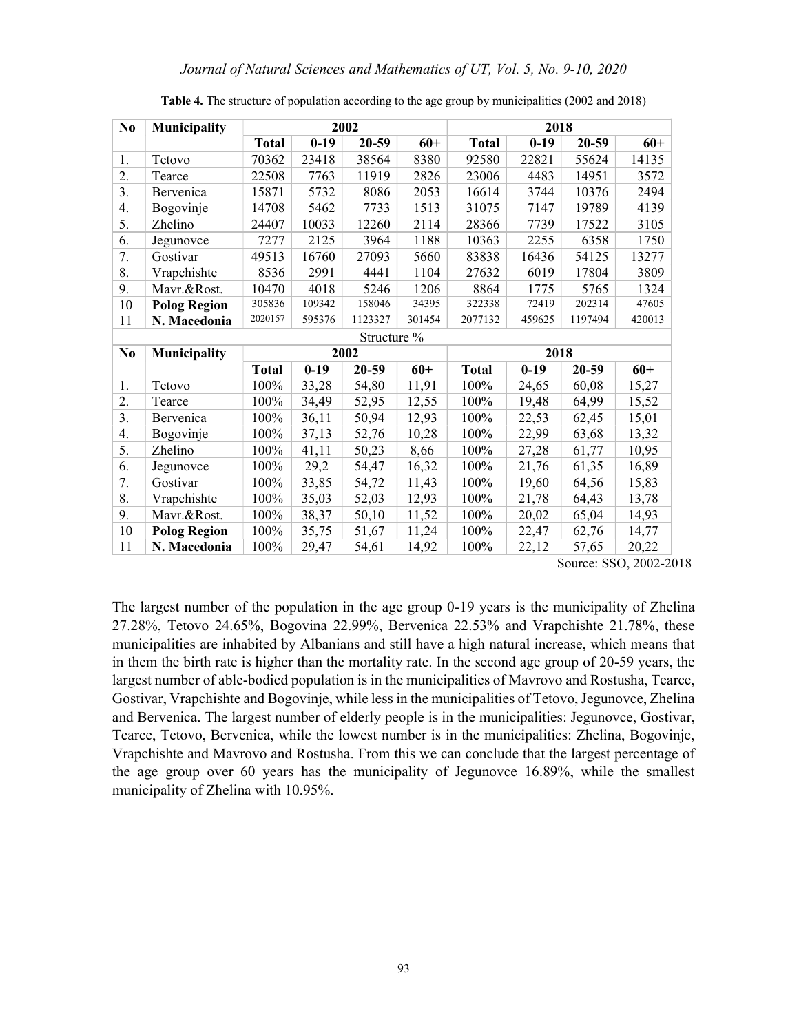**Table 4.** The structure of population according to the age group by municipalities (2002 and 2018)

| No | Municipality | 2002 | | | | 2018 | | | |
|---|---|---|---|---|---|---|---|---|---|
| | | **Total** | **0-19** | **20-59** | **60+** | **Total** | **0-19** | **20-59** | **60+** |
| 1. | Tetovo | 70362 | 23418 | 38564 | 8380 | 92580 | 22821 | 55624 | 14135 |
| 2. | Tearce | 22508 | 7763 | 11919 | 2826 | 23006 | 4483 | 14951 | 3572 |
| 3. | Bervenica | 15871 | 5732 | 8086 | 2053 | 16614 | 3744 | 10376 | 2494 |
| 4. | Bogovinje | 14708 | 5462 | 7733 | 1513 | 31075 | 7147 | 19789 | 4139 |
| 5. | Zhelino | 24407 | 10033 | 12260 | 2114 | 28366 | 7739 | 17522 | 3105 |
| 6. | Jegunovce | 7277 | 2125 | 3964 | 1188 | 10363 | 2255 | 6358 | 1750 |
| 7. | Gostivar | 49513 | 16760 | 27093 | 5660 | 83838 | 16436 | 54125 | 13277 |
| 8. | Vrapchishte | 8536 | 2991 | 4441 | 1104 | 27632 | 6019 | 17804 | 3809 |
| 9. | Mavr.&Rost. | 10470 | 4018 | 5246 | 1206 | 8864 | 1775 | 5765 | 1324 |
| 10 | **Polog Region** | 305836 | 109342 | 158046 | 34395 | 322338 | 72419 | 202314 | 47605 |
| 11 | **N. Macedonia** | 2020157 | 595376 | 1123327 | 301454 | 2077132 | 459625 | 1197494 | 420013 |
| | | | | Structure % | | | | | |
| **No** | **Municipality** | **2002** | | | | **2018** | | | |
| | | **Total** | **0-19** | **20-59** | **60+** | **Total** | **0-19** | **20-59** | **60+** |
| 1. | Tetovo | 100% | 33,28 | 54,80 | 11,91 | 100% | 24,65 | 60,08 | 15,27 |
| 2. | Tearce | 100% | 34,49 | 52,95 | 12,55 | 100% | 19,48 | 64,99 | 15,52 |
| 3. | Bervenica | 100% | 36,11 | 50,94 | 12,93 | 100% | 22,53 | 62,45 | 15,01 |
| 4. | Bogovinje | 100% | 37,13 | 52,76 | 10,28 | 100% | 22,99 | 63,68 | 13,32 |
| 5. | Zhelino | 100% | 41,11 | 50,23 | 8,66 | 100% | 27,28 | 61,77 | 10,95 |
| 6. | Jegunovce | 100% | 29,2 | 54,47 | 16,32 | 100% | 21,76 | 61,35 | 16,89 |
| 7. | Gostivar | 100% | 33,85 | 54,72 | 11,43 | 100% | 19,60 | 64,56 | 15,83 |
| 8. | Vrapchishte | 100% | 35,03 | 52,03 | 12,93 | 100% | 21,78 | 64,43 | 13,78 |
| 9. | Mavr.&Rost. | 100% | 38,37 | 50,10 | 11,52 | 100% | 20,02 | 65,04 | 14,93 |
| 10 | **Polog Region** | 100% | 35,75 | 51,67 | 11,24 | 100% | 22,47 | 62,76 | 14,77 |
| 11 | **N. Macedonia** | 100% | 29,47 | 54,61 | 14,92 | 100% | 22,12 | 57,65 | 20,22 |

Source: SSO, 2002-2018

The largest number of the population in the age group 0-19 years is the municipality of Zhelina 27.28%, Tetovo 24.65%, Bogovina 22.99%, Bervenica 22.53% and Vrapchishte 21.78%, these municipalities are inhabited by Albanians and still have a high natural increase, which means that in them the birth rate is higher than the mortality rate. In the second age group of 20-59 years, the largest number of able-bodied population is in the municipalities of Mavrovo and Rostusha, Tearce, Gostivar, Vrapchishte and Bogovinje, while less in the municipalities of Tetovo, Jegunovce, Zhelina and Bervenica. The largest number of elderly people is in the municipalities: Jegunovce, Gostivar, Tearce, Tetovo, Bervenica, while the lowest number is in the municipalities: Zhelina, Bogovinje, Vrapchishte and Mavrovo and Rostusha. From this we can conclude that the largest percentage of the age group over 60 years has the municipality of Jegunovce 16.89%, while the smallest municipality of Zhelina with 10.95%.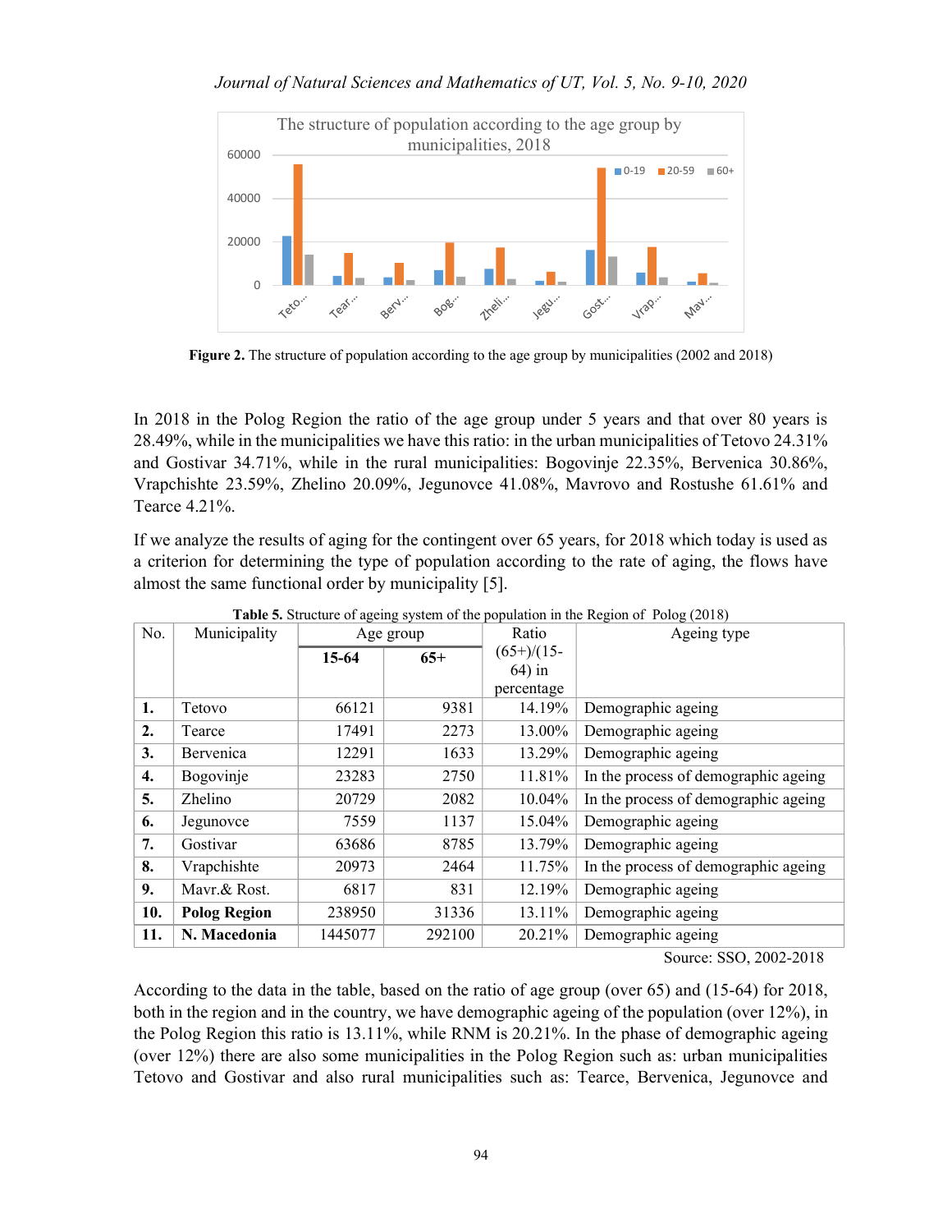Figure 2. The structure of population according to the age group by municipalities (2002 and 2018)

In 2018 in the Polog Region the ratio of the age group under 5 years and that over 80 years is 28.49%, while in the municipalities we have this ratio: in the urban municipalities of Tetovo 24.31% and Gostivar 34.71%, while in the rural municipalities: Bogovinje 22.35%, Bervenica 30.86%, Vrapchishte 23.59%, Zhelino 20.09%, Jegunovce 41.08%, Mavrovo and Rostushe 61.61% and Tearce 4.21%.

If we analyze the results of aging for the contingent over 65 years, for 2018 which today is used as a criterion for determining the type of population according to the rate of aging, the flows have almost the same functional order by municipality [5].

**Table 5.** Structure of ageing system of the population in the Region of Polog (2018)

| No. | Municipality | Age group | | Ratio (65+)/(15-64) in percentage | Ageing type |
|---|---|---|---|---|---|
| | | **15-64** | **65+** | | |
| **1.** | Tetovo | 66121 | 9381 | 14.19% | Demographic ageing |
| **2.** | Tearce | 17491 | 2273 | 13.00% | Demographic ageing |
| **3.** | Bervenica | 12291 | 1633 | 13.29% | Demographic ageing |
| **4.** | Bogovinje | 23283 | 2750 | 11.81% | In the process of demographic ageing |
| **5.** | Zhelino | 20729 | 2082 | 10.04% | In the process of demographic ageing |
| **6.** | Jegunovce | 7559 | 1137 | 15.04% | Demographic ageing |
| **7.** | Gostivar | 63686 | 8785 | 13.79% | Demographic ageing |
| **8.** | Vrapchishte | 20973 | 2464 | 11.75% | In the process of demographic ageing |
| **9.** | Mavr.& Rost. | 6817 | 831 | 12.19% | Demographic ageing |
| **10.** | **Polog Region** | 238950 | 31336 | 13.11% | Demographic ageing |
| **11.** | **N. Macedonia** | 1445077 | 292100 | 20.21% | Demographic ageing |

Source: SSO, 2002-2018

According to the data in the table, based on the ratio of age group (over 65) and (15-64) for 2018, both in the region and in the country, we have demographic ageing of the population (over 12%), in the Polog Region this ratio is 13.11%, while RNM is 20.21%. In the phase of demographic ageing (over 12%) there are also some municipalities in the Polog Region such as: urban municipalities Tetovo and Gostivar and also rural municipalities such as: Tearce, Bervenica, Jegunovce and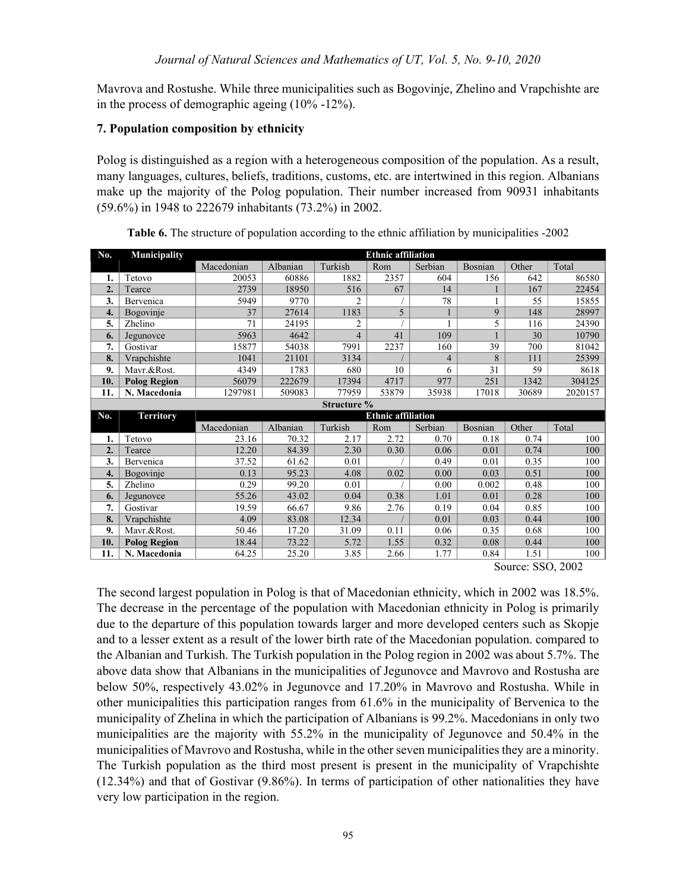Mavrova and Rostushe. While three municipalities such as Bogovinje, Zhelino and Vrapchishte are in the process of demographic ageing (10% -12%).

## 7. Population composition by ethnicity

Polog is distinguished as a region with a heterogeneous composition of the population. As a result, many languages, cultures, beliefs, traditions, customs, etc. are intertwined in this region. Albanians make up the majority of the Polog population. Their number increased from 90931 inhabitants (59.6%) in 1948 to 222679 inhabitants (73.2%) in 2002.

**Table 6.** The structure of population according to the ethnic affiliation by municipalities -2002

| No. | Municipality | Ethnic affiliation | | | | | | | |
|---|---|---|---|---|---|---|---|---|---|
| | | Macedonian | Albanian | Turkish | Rom | Serbian | Bosnian | Other | Total |
| **1.** | Tetovo | 20053 | 60886 | 1882 | 2357 | 604 | 156 | 642 | 86580 |
| **2.** | Tearce | 2739 | 18950 | 516 | 67 | 14 | 1 | 167 | 22454 |
| **3.** | Bervenica | 5949 | 9770 | 2 | / | 78 | 1 | 55 | 15855 |
| **4.** | Bogovinje | 37 | 27614 | 1183 | 5 | 1 | 9 | 148 | 28997 |
| **5.** | Zhelino | 71 | 24195 | 2 | / | 1 | 5 | 116 | 24390 |
| **6.** | Jegunovce | 5963 | 4642 | 4 | 41 | 109 | 1 | 30 | 10790 |
| **7.** | Gostivar | 15877 | 54038 | 7991 | 2237 | 160 | 39 | 700 | 81042 |
| **8.** | Vrapchishte | 1041 | 21101 | 3134 | / | 4 | 8 | 111 | 25399 |
| **9.** | Mavr.&Rost. | 4349 | 1783 | 680 | 10 | 6 | 31 | 59 | 8618 |
| **10.** | **Polog Region** | 56079 | 222679 | 17394 | 4717 | 977 | 251 | 1342 | 304125 |
| **11.** | **N. Macedonia** | 1297981 | 509083 | 77959 | 53879 | 35938 | 17018 | 30689 | 2020157 |
| | | **Structure %** | | | | | | | |
| **No.** | **Territory** | **Ethnic affiliation** | | | | | | | |
| | | Macedonian | Albanian | Turkish | Rom | Serbian | Bosnian | Other | Total |
| **1.** | Tetovo | 23.16 | 70.32 | 2.17 | 2.72 | 0.70 | 0.18 | 0.74 | 100 |
| **2.** | Tearce | 12.20 | 84.39 | 2.30 | 0.30 | 0.06 | 0.01 | 0.74 | 100 |
| **3.** | Bervenica | 37.52 | 61.62 | 0.01 | / | 0.49 | 0.01 | 0.35 | 100 |
| **4.** | Bogovinje | 0.13 | 95.23 | 4.08 | 0.02 | 0.00 | 0.03 | 0.51 | 100 |
| **5.** | Zhelino | 0.29 | 99.20 | 0.01 | / | 0.00 | 0.002 | 0.48 | 100 |
| **6.** | Jegunovce | 55.26 | 43.02 | 0.04 | 0.38 | 1.01 | 0.01 | 0.28 | 100 |
| **7.** | Gostivar | 19.59 | 66.67 | 9.86 | 2.76 | 0.19 | 0.04 | 0.85 | 100 |
| **8.** | Vrapchishte | 4.09 | 83.08 | 12.34 | / | 0.01 | 0.03 | 0.44 | 100 |
| **9.** | Mavr.&Rost. | 50.46 | 17.20 | 31.09 | 0.11 | 0.06 | 0.35 | 0.68 | 100 |
| **10.** | **Polog Region** | 18.44 | 73.22 | 5.72 | 1.55 | 0.32 | 0.08 | 0.44 | 100 |
| **11.** | **N. Macedonia** | 64.25 | 25.20 | 3.85 | 2.66 | 1.77 | 0.84 | 1.51 | 100 |

Source: SSO, 2002

The second largest population in Polog is that of Macedonian ethnicity, which in 2002 was 18.5%. The decrease in the percentage of the population with Macedonian ethnicity in Polog is primarily due to the departure of this population towards larger and more developed centers such as Skopje and to a lesser extent as a result of the lower birth rate of the Macedonian population. compared to the Albanian and Turkish. The Turkish population in the Polog region in 2002 was about 5.7%. The above data show that Albanians in the municipalities of Jegunovce and Mavrovo and Rostusha are below 50%, respectively 43.02% in Jegunovce and 17.20% in Mavrovo and Rostusha. While in other municipalities this participation ranges from 61.6% in the municipality of Bervenica to the municipality of Zhelina in which the participation of Albanians is 99.2%. Macedonians in only two municipalities are the majority with 55.2% in the municipality of Jegunovce and 50.4% in the municipalities of Mavrovo and Rostusha, while in the other seven municipalities they are a minority. The Turkish population as the third most present is present in the municipality of Vrapchishte (12.34%) and that of Gostivar (9.86%). In terms of participation of other nationalities they have very low participation in the region.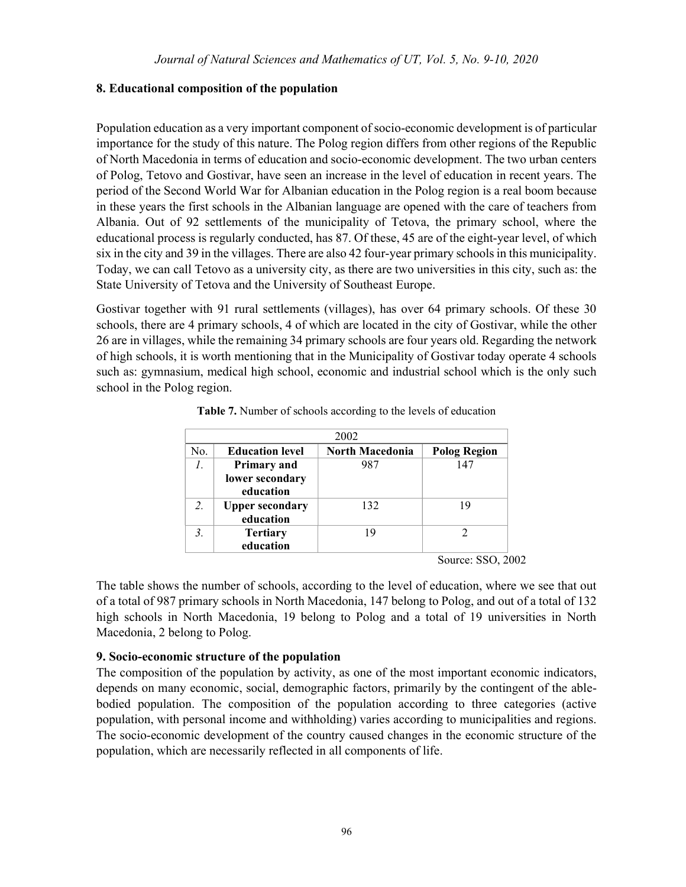## 8. Educational composition of the population

Population education as a very important component of socio-economic development is of particular importance for the study of this nature. The Polog region differs from other regions of the Republic of North Macedonia in terms of education and socio-economic development. The two urban centers of Polog, Tetovo and Gostivar, have seen an increase in the level of education in recent years. The period of the Second World War for Albanian education in the Polog region is a real boom because in these years the first schools in the Albanian language are opened with the care of teachers from Albania. Out of 92 settlements of the municipality of Tetova, the primary school, where the educational process is regularly conducted, has 87. Of these, 45 are of the eight-year level, of which six in the city and 39 in the villages. There are also 42 four-year primary schools in this municipality. Today, we can call Tetovo as a university city, as there are two universities in this city, such as: the State University of Tetova and the University of Southeast Europe.

Gostivar together with 91 rural settlements (villages), has over 64 primary schools. Of these 30 schools, there are 4 primary schools, 4 of which are located in the city of Gostivar, while the other 26 are in villages, while the remaining 34 primary schools are four years old. Regarding the network of high schools, it is worth mentioning that in the Municipality of Gostivar today operate 4 schools such as: gymnasium, medical high school, economic and industrial school which is the only such school in the Polog region.

**Table 7.** Number of schools according to the levels of education

| 2002 | | | |
|---|---|---|---|
| No. | **Education level** | **North Macedonia** | **Polog Region** |
| *1.* | **Primary and lower secondary education** | 987 | 147 |
| *2.* | **Upper secondary education** | 132 | 19 |
| *3.* | **Tertiary education** | 19 | 2 |

Source: SSO, 2002

The table shows the number of schools, according to the level of education, where we see that out of a total of 987 primary schools in North Macedonia, 147 belong to Polog, and out of a total of 132 high schools in North Macedonia, 19 belong to Polog and a total of 19 universities in North Macedonia, 2 belong to Polog.

## 9. Socio-economic structure of the population

The composition of the population by activity, as one of the most important economic indicators, depends on many economic, social, demographic factors, primarily by the contingent of the able-bodied population. The composition of the population according to three categories (active population, with personal income and withholding) varies according to municipalities and regions. The socio-economic development of the country caused changes in the economic structure of the population, which are necessarily reflected in all components of life.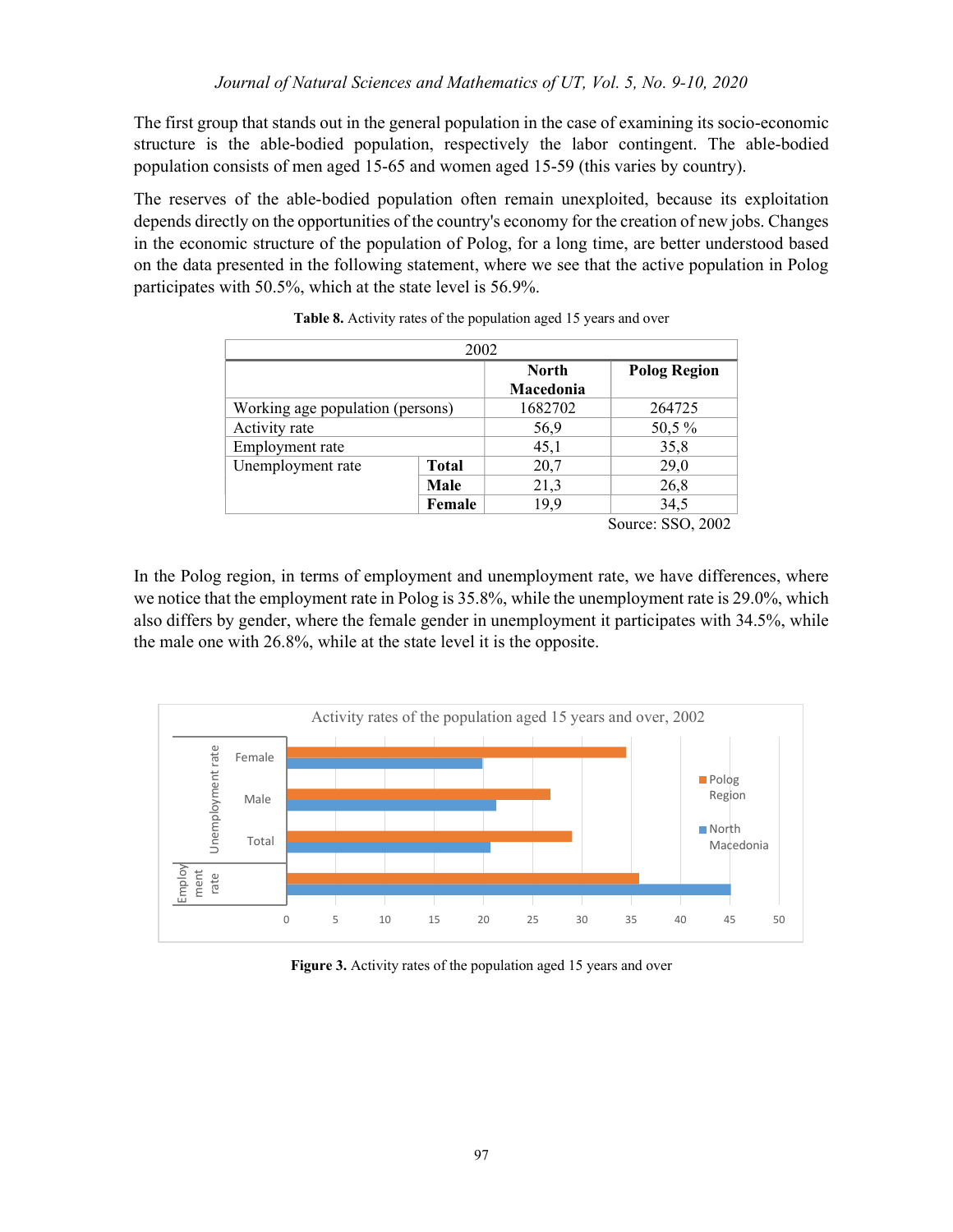The first group that stands out in the general population in the case of examining its socio-economic structure is the able-bodied population, respectively the labor contingent. The able-bodied population consists of men aged 15-65 and women aged 15-59 (this varies by country).

The reserves of the able-bodied population often remain unexploited, because its exploitation depends directly on the opportunities of the country's economy for the creation of new jobs. Changes in the economic structure of the population of Polog, for a long time, are better understood based on the data presented in the following statement, where we see that the active population in Polog participates with 50.5%, which at the state level is 56.9%.

**Table 8.** Activity rates of the population aged 15 years and over

| 2002 | | | |
|---|---|---|---|
| | | **North Macedonia** | **Polog Region** |
| Working age population (persons) | | 1682702 | 264725 |
| Activity rate | | 56,9 | 50,5 % |
| Employment rate | | 45,1 | 35,8 |
| Unemployment rate | **Total** | 20,7 | 29,0 |
| | **Male** | 21,3 | 26,8 |
| | **Female** | 19,9 | 34,5 |

Source: SSO, 2002

In the Polog region, in terms of employment and unemployment rate, we have differences, where we notice that the employment rate in Polog is 35.8%, while the unemployment rate is 29.0%, which also differs by gender, where the female gender in unemployment it participates with 34.5%, while the male one with 26.8%, while at the state level it is the opposite.

**Figure 3.** Activity rates of the population aged 15 years and over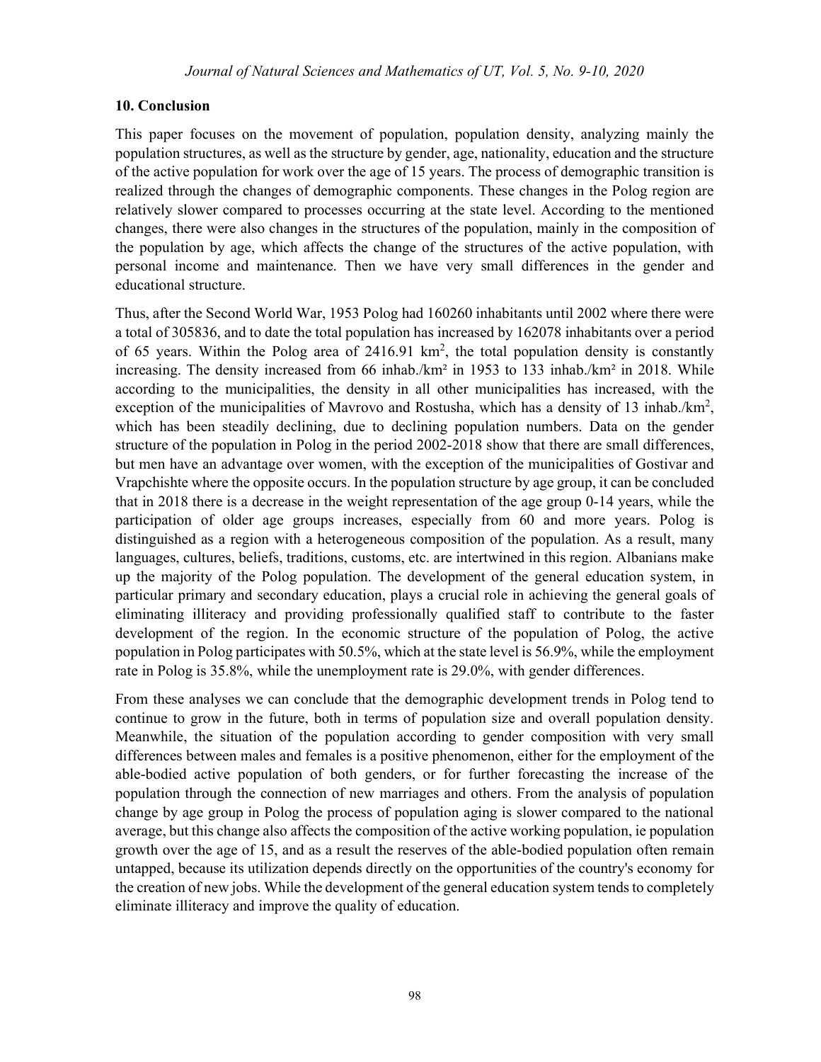## 10. Conclusion

This paper focuses on the movement of population, population density, analyzing mainly the population structures, as well as the structure by gender, age, nationality, education and the structure of the active population for work over the age of 15 years. The process of demographic transition is realized through the changes of demographic components. These changes in the Polog region are relatively slower compared to processes occurring at the state level. According to the mentioned changes, there were also changes in the structures of the population, mainly in the composition of the population by age, which affects the change of the structures of the active population, with personal income and maintenance. Then we have very small differences in the gender and educational structure.

Thus, after the Second World War, 1953 Polog had 160260 inhabitants until 2002 where there were a total of 305836, and to date the total population has increased by 162078 inhabitants over a period of 65 years. Within the Polog area of 2416.91 km$^2$, the total population density is constantly increasing. The density increased from 66 inhab./km² in 1953 to 133 inhab./km² in 2018. While according to the municipalities, the density in all other municipalities has increased, with the exception of the municipalities of Mavrovo and Rostusha, which has a density of 13 inhab./km$^2$, which has been steadily declining, due to declining population numbers. Data on the gender structure of the population in Polog in the period 2002-2018 show that there are small differences, but men have an advantage over women, with the exception of the municipalities of Gostivar and Vrapchishte where the opposite occurs. In the population structure by age group, it can be concluded that in 2018 there is a decrease in the weight representation of the age group 0-14 years, while the participation of older age groups increases, especially from 60 and more years. Polog is distinguished as a region with a heterogeneous composition of the population. As a result, many languages, cultures, beliefs, traditions, customs, etc. are intertwined in this region. Albanians make up the majority of the Polog population. The development of the general education system, in particular primary and secondary education, plays a crucial role in achieving the general goals of eliminating illiteracy and providing professionally qualified staff to contribute to the faster development of the region. In the economic structure of the population of Polog, the active population in Polog participates with 50.5%, which at the state level is 56.9%, while the employment rate in Polog is 35.8%, while the unemployment rate is 29.0%, with gender differences.

From these analyses we can conclude that the demographic development trends in Polog tend to continue to grow in the future, both in terms of population size and overall population density. Meanwhile, the situation of the population according to gender composition with very small differences between males and females is a positive phenomenon, either for the employment of the able-bodied active population of both genders, or for further forecasting the increase of the population through the connection of new marriages and others. From the analysis of population change by age group in Polog the process of population aging is slower compared to the national average, but this change also affects the composition of the active working population, ie population growth over the age of 15, and as a result the reserves of the able-bodied population often remain untapped, because its utilization depends directly on the opportunities of the country's economy for the creation of new jobs. While the development of the general education system tends to completely eliminate illiteracy and improve the quality of education.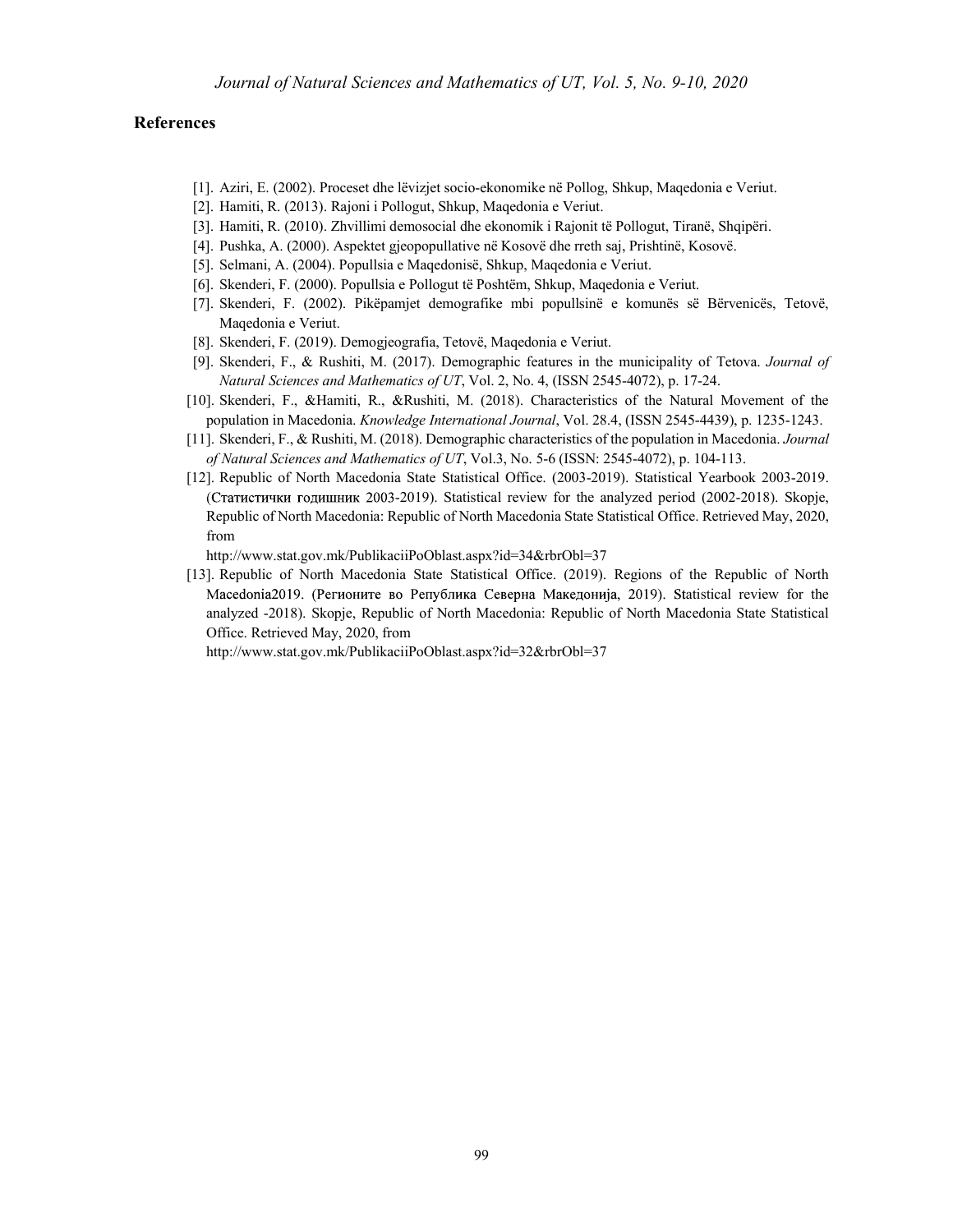## References

[1]. Aziri, E. (2002). Proceset dhe lëvizjet socio-ekonomike në Pollog, Shkup, Maqedonia e Veriut.

[2]. Hamiti, R. (2013). Rajoni i Pollogut, Shkup, Maqedonia e Veriut.

[3]. Hamiti, R. (2010). Zhvillimi demosocial dhe ekonomik i Rajonit të Pollogut, Tiranë, Shqipëri.

[4]. Pushka, A. (2000). Aspektet gjeopopullative në Kosovë dhe rreth saj, Prishtinë, Kosovë.

[5]. Selmani, A. (2004). Popullsia e Maqedonisë, Shkup, Maqedonia e Veriut.

[6]. Skenderi, F. (2000). Popullsia e Pollogut të Poshtëm, Shkup, Maqedonia e Veriut.

[7]. Skenderi, F. (2002). Pikëpamjet demografike mbi popullsinë e komunës së Bërvenicës, Tetovë, Maqedonia e Veriut.

[8]. Skenderi, F. (2019). Demogjeografia, Tetovë, Maqedonia e Veriut.

[9]. Skenderi, F., & Rushiti, M. (2017). Demographic features in the municipality of Tetova. *Journal of Natural Sciences and Mathematics of UT*, Vol. 2, No. 4, (ISSN 2545-4072), p. 17-24.

[10]. Skenderi, F., &Hamiti, R., &Rushiti, M. (2018). Characteristics of the Natural Movement of the population in Macedonia. *Knowledge International Journal*, Vol. 28.4, (ISSN 2545-4439), p. 1235-1243.

[11]. Skenderi, F., & Rushiti, M. (2018). Demographic characteristics of the population in Macedonia. *Journal of Natural Sciences and Mathematics of UT*, Vol.3, No. 5-6 (ISSN: 2545-4072), p. 104-113.

[12]. Republic of North Macedonia State Statistical Office. (2003-2019). Statistical Yearbook 2003-2019. (Статистички годишник 2003-2019). Statistical review for the analyzed period (2002-2018). Skopje, Republic of North Macedonia: Republic of North Macedonia State Statistical Office. Retrieved May, 2020, from
http://www.stat.gov.mk/PublikaciiPoOblast.aspx?id=34&rbrObl=37

[13]. Republic of North Macedonia State Statistical Office. (2019). Regions of the Republic of North Macedonia2019. (Регионите во Република Северна Македонија, 2019). Statistical review for the analyzed -2018). Skopje, Republic of North Macedonia: Republic of North Macedonia State Statistical Office. Retrieved May, 2020, from
http://www.stat.gov.mk/PublikaciiPoOblast.aspx?id=32&rbrObl=37